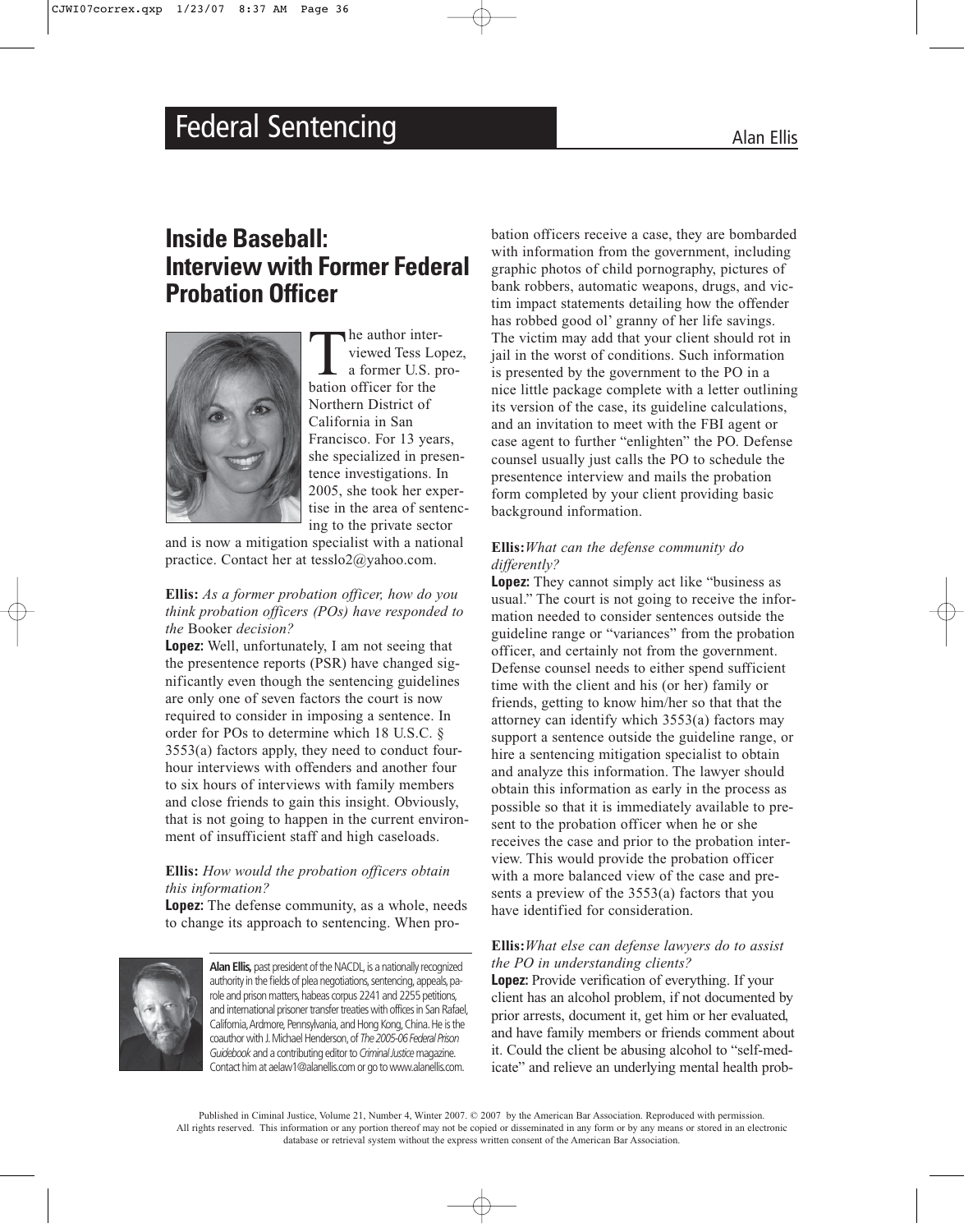# Federal Sentencing

Alan Ellis

## Inside Baseball: Interview with Former Federal Probation Officer

The author interviewed Tess Lopez, a former U.S. probation officer for the Northern District of California in San Francisco. For 13 years, she specialized in presentence investigations. In 2005, she took her expertise in the area of sentencing to the private sector and is now a mitigation specialist with a national practice. Contact her at tesslo2@yahoo.com.

**Ellis:** *As a former probation officer, how do you think probation officers (POs) have responded to the* Booker *decision?*

**Lopez:** Well, unfortunately, I am not seeing that the presentence reports (PSR) have changed significantly even though the sentencing guidelines are only one of seven factors the court is now required to consider in imposing a sentence. In order for POs to determine which 18 U.S.C. § 3553(a) factors apply, they need to conduct four-hour interviews with offenders and another four to six hours of interviews with family members and close friends to gain this insight. Obviously, that is not going to happen in the current environment of insufficient staff and high caseloads.

**Ellis:** *How would the probation officers obtain this information?*

**Lopez:** The defense community, as a whole, needs to change its approach to sentencing. When probation officers receive a case, they are bombarded with information from the government, including graphic photos of child pornography, pictures of bank robbers, automatic weapons, drugs, and victim impact statements detailing how the offender has robbed good ol' granny of her life savings. The victim may add that your client should rot in jail in the worst of conditions. Such information is presented by the government to the PO in a nice little package complete with a letter outlining its version of the case, its guideline calculations, and an invitation to meet with the FBI agent or case agent to further "enlighten" the PO. Defense counsel usually just calls the PO to schedule the presentence interview and mails the probation form completed by your client providing basic background information.

**Ellis:** *What can the defense community do differently?*

**Lopez:** They cannot simply act like "business as usual." The court is not going to receive the information needed to consider sentences outside the guideline range or "variances" from the probation officer, and certainly not from the government. Defense counsel needs to either spend sufficient time with the client and his (or her) family or friends, getting to know him/her so that that the attorney can identify which 3553(a) factors may support a sentence outside the guideline range, or hire a sentencing mitigation specialist to obtain and analyze this information. The lawyer should obtain this information as early in the process as possible so that it is immediately available to present to the probation officer when he or she receives the case and prior to the probation interview. This would provide the probation officer with a more balanced view of the case and presents a preview of the 3553(a) factors that you have identified for consideration.

**Ellis:** *What else can defense lawyers do to assist the PO in understanding clients?*

**Lopez:** Provide verification of everything. If your client has an alcohol problem, if not documented by prior arrests, document it, get him or her evaluated, and have family members or friends comment about it. Could the client be abusing alcohol to "self-medicate" and relieve an underlying mental health prob-

**Alan Ellis,** past president of the NACDL, is a nationally recognized authority in the fields of plea negotiations, sentencing, appeals, parole and prison matters, habeas corpus 2241 and 2255 petitions, and international prisoner transfer treaties with offices in San Rafael, California, Ardmore, Pennsylvania, and Hong Kong, China. He is the coauthor with J. Michael Henderson, of *The 2005-06 Federal Prison Guidebook* and a contributing editor to *Criminal Justice* magazine. Contact him at aelaw1@alanellis.com or go to www.alanellis.com.

Published in Ciminal Justice, Volume 21, Number 4, Winter 2007. © 2007 by the American Bar Association. Reproduced with permission. All rights reserved. This information or any portion thereof may not be copied or disseminated in any form or by any means or stored in an electronic database or retrieval system without the express written consent of the American Bar Association.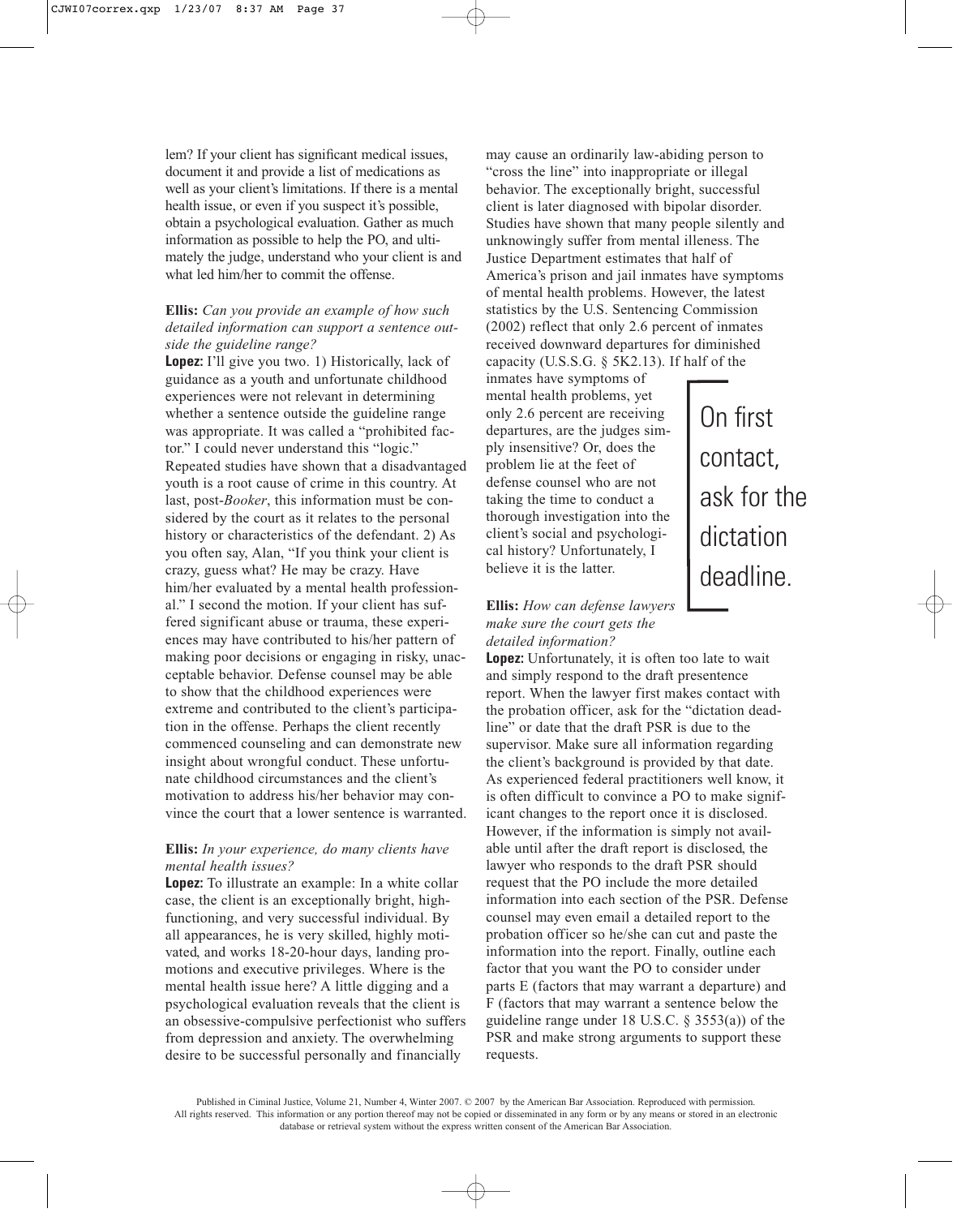lem? If your client has significant medical issues, document it and provide a list of medications as well as your client's limitations. If there is a mental health issue, or even if you suspect it's possible, obtain a psychological evaluation. Gather as much information as possible to help the PO, and ultimately the judge, understand who your client is and what led him/her to commit the offense.

**Ellis:** *Can you provide an example of how such detailed information can support a sentence outside the guideline range?*

**Lopez:** I'll give you two. 1) Historically, lack of guidance as a youth and unfortunate childhood experiences were not relevant in determining whether a sentence outside the guideline range was appropriate. It was called a "prohibited factor." I could never understand this "logic." Repeated studies have shown that a disadvantaged youth is a root cause of crime in this country. At last, post-*Booker*, this information must be considered by the court as it relates to the personal history or characteristics of the defendant. 2) As you often say, Alan, "If you think your client is crazy, guess what? He may be crazy. Have him/her evaluated by a mental health professional." I second the motion. If your client has suffered significant abuse or trauma, these experiences may have contributed to his/her pattern of making poor decisions or engaging in risky, unacceptable behavior. Defense counsel may be able to show that the childhood experiences were extreme and contributed to the client's participation in the offense. Perhaps the client recently commenced counseling and can demonstrate new insight about wrongful conduct. These unfortunate childhood circumstances and the client's motivation to address his/her behavior may convince the court that a lower sentence is warranted.

**Ellis:** *In your experience, do many clients have mental health issues?*

**Lopez:** To illustrate an example: In a white collar case, the client is an exceptionally bright, high-functioning, and very successful individual. By all appearances, he is very skilled, highly motivated, and works 18-20-hour days, landing promotions and executive privileges. Where is the mental health issue here? A little digging and a psychological evaluation reveals that the client is an obsessive-compulsive perfectionist who suffers from depression and anxiety. The overwhelming desire to be successful personally and financially may cause an ordinarily law-abiding person to "cross the line" into inappropriate or illegal behavior. The exceptionally bright, successful client is later diagnosed with bipolar disorder. Studies have shown that many people silently and unknowingly suffer from mental illness. The Justice Department estimates that half of America's prison and jail inmates have symptoms of mental health problems. However, the latest statistics by the U.S. Sentencing Commission (2002) reflect that only 2.6 percent of inmates received downward departures for diminished capacity (U.S.S.G. § 5K2.13). If half of the inmates have symptoms of mental health problems, yet only 2.6 percent are receiving departures, are the judges simply insensitive? Or, does the problem lie at the feet of defense counsel who are not taking the time to conduct a thorough investigation into the client's social and psychological history? Unfortunately, I believe it is the latter.

> On first contact, ask for the dictation deadline.

**Ellis:** *How can defense lawyers make sure the court gets the detailed information?*

**Lopez:** Unfortunately, it is often too late to wait and simply respond to the draft presentence report. When the lawyer first makes contact with the probation officer, ask for the "dictation deadline" or date that the draft PSR is due to the supervisor. Make sure all information regarding the client's background is provided by that date. As experienced federal practitioners well know, it is often difficult to convince a PO to make significant changes to the report once it is disclosed. However, if the information is simply not available until after the draft report is disclosed, the lawyer who responds to the draft PSR should request that the PO include the more detailed information into each section of the PSR. Defense counsel may even email a detailed report to the probation officer so he/she can cut and paste the information into the report. Finally, outline each factor that you want the PO to consider under parts E (factors that may warrant a departure) and F (factors that may warrant a sentence below the guideline range under 18 U.S.C. § 3553(a)) of the PSR and make strong arguments to support these requests.

Published in Ciminal Justice, Volume 21, Number 4, Winter 2007. © 2007 by the American Bar Association. Reproduced with permission. All rights reserved. This information or any portion thereof may not be copied or disseminated in any form or by any means or stored in an electronic database or retrieval system without the express written consent of the American Bar Association.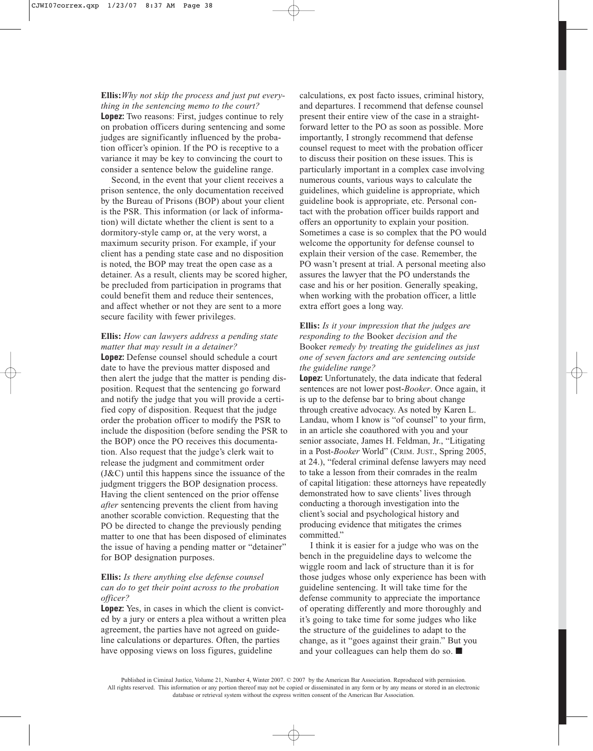**Ellis:** *Why not skip the process and just put everything in the sentencing memo to the court?*

**Lopez:** Two reasons: First, judges continue to rely on probation officers during sentencing and some judges are significantly influenced by the probation officer's opinion. If the PO is receptive to a variance it may be key to convincing the court to consider a sentence below the guideline range.

Second, in the event that your client receives a prison sentence, the only documentation received by the Bureau of Prisons (BOP) about your client is the PSR. This information (or lack of information) will dictate whether the client is sent to a dormitory-style camp or, at the very worst, a maximum security prison. For example, if your client has a pending state case and no disposition is noted, the BOP may treat the open case as a detainer. As a result, clients may be scored higher, be precluded from participation in programs that could benefit them and reduce their sentences, and affect whether or not they are sent to a more secure facility with fewer privileges.

**Ellis:** *How can lawyers address a pending state matter that may result in a detainer?*

**Lopez:** Defense counsel should schedule a court date to have the previous matter disposed and then alert the judge that the matter is pending disposition. Request that the sentencing go forward and notify the judge that you will provide a certified copy of disposition. Request that the judge order the probation officer to modify the PSR to include the disposition (before sending the PSR to the BOP) once the PO receives this documentation. Also request that the judge's clerk wait to release the judgment and commitment order (J&C) until this happens since the issuance of the judgment triggers the BOP designation process. Having the client sentenced on the prior offense *after* sentencing prevents the client from having another scorable conviction. Requesting that the PO be directed to change the previously pending matter to one that has been disposed of eliminates the issue of having a pending matter or "detainer" for BOP designation purposes.

**Ellis:** *Is there anything else defense counsel can do to get their point across to the probation officer?*

**Lopez:** Yes, in cases in which the client is convicted by a jury or enters a plea without a written plea agreement, the parties have not agreed on guideline calculations or departures. Often, the parties have opposing views on loss figures, guideline calculations, ex post facto issues, criminal history, and departures. I recommend that defense counsel present their entire view of the case in a straightforward letter to the PO as soon as possible. More importantly, I strongly recommend that defense counsel request to meet with the probation officer to discuss their position on these issues. This is particularly important in a complex case involving numerous counts, various ways to calculate the guidelines, which guideline is appropriate, which guideline book is appropriate, etc. Personal contact with the probation officer builds rapport and offers an opportunity to explain your position. Sometimes a case is so complex that the PO would welcome the opportunity for defense counsel to explain their version of the case. Remember, the PO wasn't present at trial. A personal meeting also assures the lawyer that the PO understands the case and his or her position. Generally speaking, when working with the probation officer, a little extra effort goes a long way.

**Ellis:** *Is it your impression that the judges are responding to the* Booker *decision and the* Booker *remedy by treating the guidelines as just one of seven factors and are sentencing outside the guideline range?*

**Lopez:** Unfortunately, the data indicate that federal sentences are not lower post-*Booker*. Once again, it is up to the defense bar to bring about change through creative advocacy. As noted by Karen L. Landau, whom I know is "of counsel" to your firm, in an article she coauthored with you and your senior associate, James H. Feldman, Jr., "Litigating in a Post-*Booker* World" (CRIM. JUST., Spring 2005, at 24.), "federal criminal defense lawyers may need to take a lesson from their comrades in the realm of capital litigation: these attorneys have repeatedly demonstrated how to save clients' lives through conducting a thorough investigation into the client's social and psychological history and producing evidence that mitigates the crimes committed."

I think it is easier for a judge who was on the bench in the preguideline days to welcome the wiggle room and lack of structure than it is for those judges whose only experience has been with guideline sentencing. It will take time for the defense community to appreciate the importance of operating differently and more thoroughly and it's going to take time for some judges who like the structure of the guidelines to adapt to the change, as it "goes against their grain." But you and your colleagues can help them do so. ■

Published in Ciminal Justice, Volume 21, Number 4, Winter 2007. © 2007 by the American Bar Association. Reproduced with permission. All rights reserved. This information or any portion thereof may not be copied or disseminated in any form or by any means or stored in an electronic database or retrieval system without the express written consent of the American Bar Association.